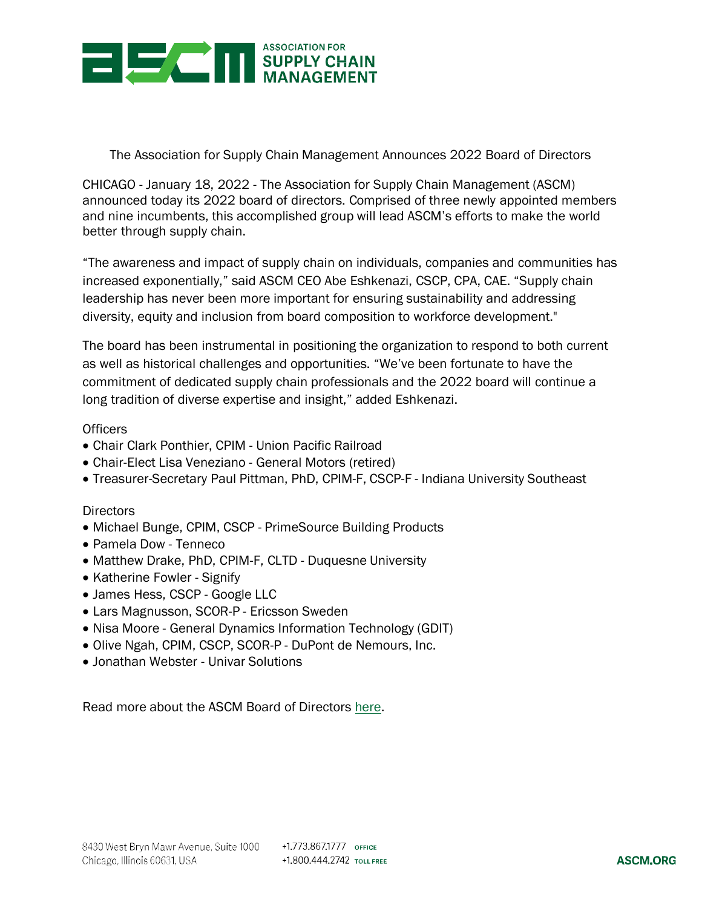# The Association for Supply Chain Management Announces 2022 Board of Directors

CHICAGO - January 18, 2022 - The Association for Supply Chain Management (ASCM) announced today its 2022 board of directors. Comprised of three newly appointed members and nine incumbents, this accomplished group will lead ASCM's efforts to make the world better through supply chain.

"The awareness and impact of supply chain on individuals, companies and communities has increased exponentially," said ASCM CEO Abe Eshkenazi, CSCP, CPA, CAE. "Supply chain leadership has never been more important for ensuring sustainability and addressing diversity, equity and inclusion from board composition to workforce development."

The board has been instrumental in positioning the organization to respond to both current as well as historical challenges and opportunities. "We've been fortunate to have the commitment of dedicated supply chain professionals and the 2022 board will continue a long tradition of diverse expertise and insight," added Eshkenazi.

Officers

- Chair Clark Ponthier, CPIM - Union Pacific Railroad
- Chair-Elect Lisa Veneziano - General Motors (retired)
- Treasurer-Secretary Paul Pittman, PhD, CPIM-F, CSCP-F - Indiana University Southeast

Directors

- Michael Bunge, CPIM, CSCP - PrimeSource Building Products
- Pamela Dow - Tenneco
- Matthew Drake, PhD, CPIM-F, CLTD - Duquesne University
- Katherine Fowler - Signify
- James Hess, CSCP - Google LLC
- Lars Magnusson, SCOR-P - Ericsson Sweden
- Nisa Moore - General Dynamics Information Technology (GDIT)
- Olive Ngah, CPIM, CSCP, SCOR-P - DuPont de Nemours, Inc.
- Jonathan Webster - Univar Solutions

Read more about the ASCM Board of Directors here.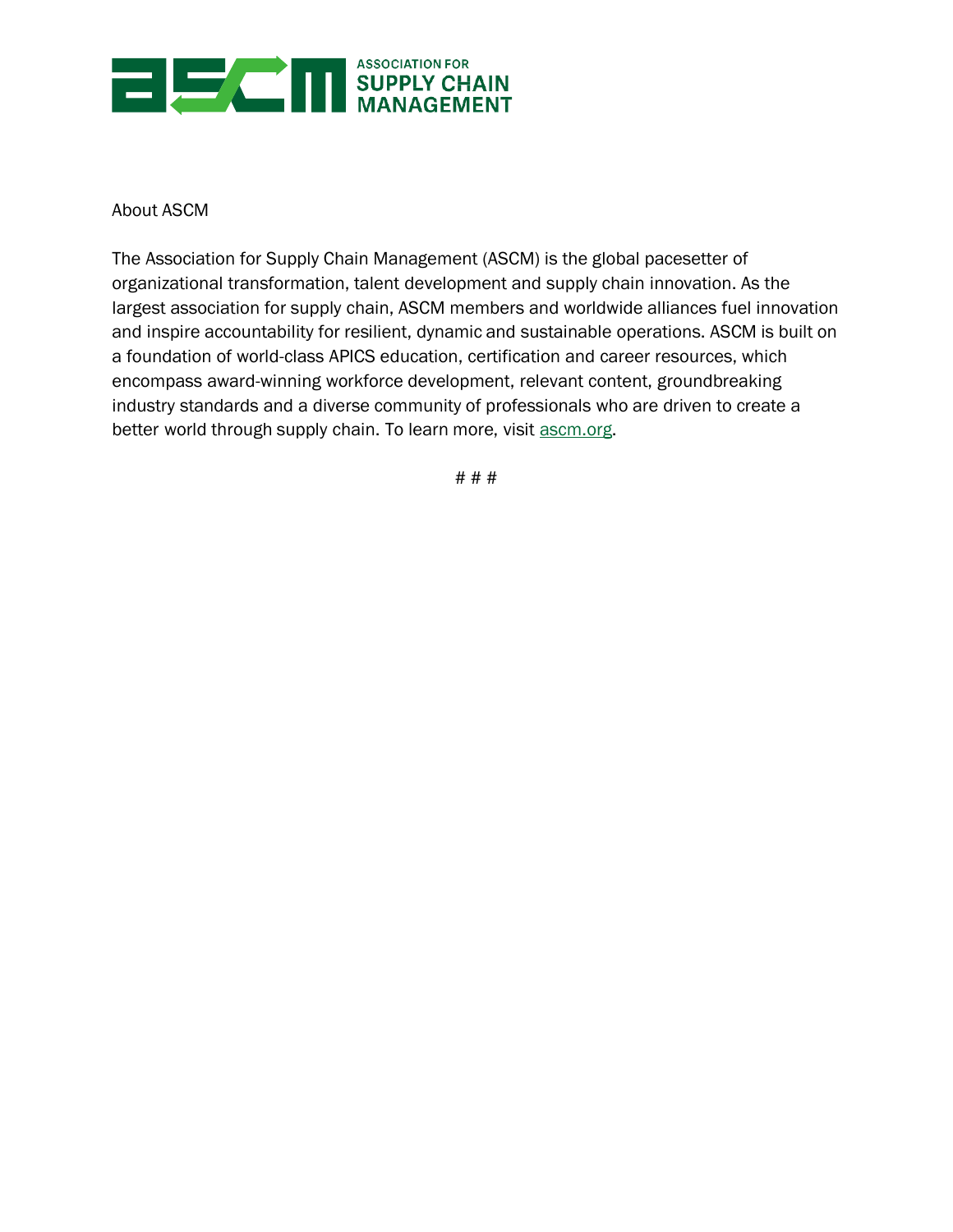About ASCM

The Association for Supply Chain Management (ASCM) is the global pacesetter of organizational transformation, talent development and supply chain innovation. As the largest association for supply chain, ASCM members and worldwide alliances fuel innovation and inspire accountability for resilient, dynamic and sustainable operations. ASCM is built on a foundation of world-class APICS education, certification and career resources, which encompass award-winning workforce development, relevant content, groundbreaking industry standards and a diverse community of professionals who are driven to create a better world through supply chain. To learn more, visit ascm.org.

# # #